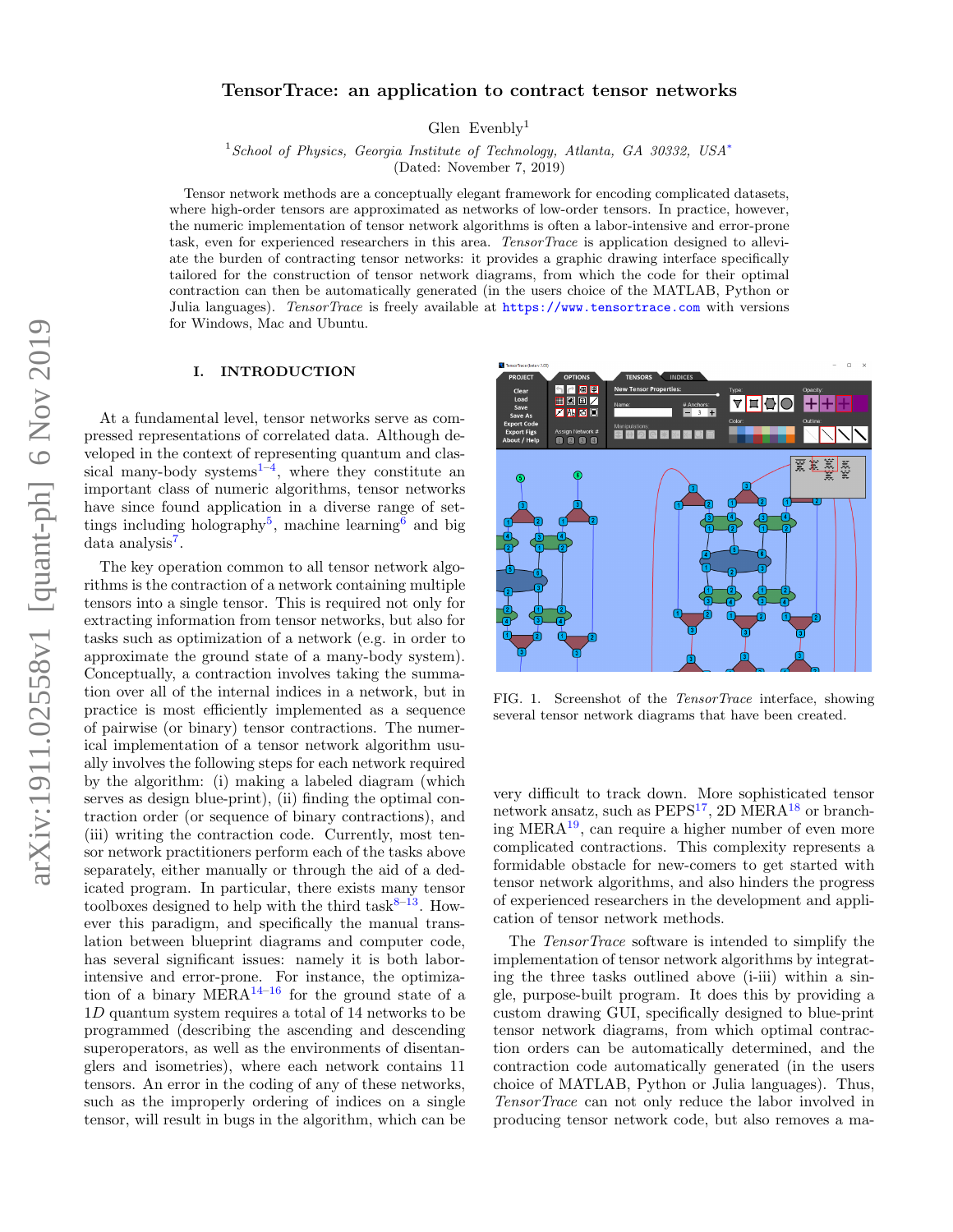# TensorTrace: an application to contract tensor networks

Glen Evenbly[1]

[1]*School of Physics, Georgia Institute of Technology, Atlanta, GA 30332, USA*[*]

(Dated: November 7, 2019)

Tensor network methods are a conceptually elegant framework for encoding complicated datasets, where high-order tensors are approximated as networks of low-order tensors. In practice, however, the numeric implementation of tensor network algorithms is often a labor-intensive and error-prone task, even for experienced researchers in this area. *TensorTrace* is application designed to alleviate the burden of contracting tensor networks: it provides a graphic drawing interface specifically tailored for the construction of tensor network diagrams, from which the code for their optimal contraction can then be automatically generated (in the users choice of the MATLAB, Python or Julia languages). *TensorTrace* is freely available at https://www.tensortrace.com with versions for Windows, Mac and Ubuntu.

## I. INTRODUCTION

At a fundamental level, tensor networks serve as compressed representations of correlated data. Although developed in the context of representing quantum and classical many-body systems[1–4], where they constitute an important class of numeric algorithms, tensor networks have since found application in a diverse range of settings including holography[5], machine learning[6] and big data analysis[7].

The key operation common to all tensor network algorithms is the contraction of a network containing multiple tensors into a single tensor. This is required not only for extracting information from tensor networks, but also for tasks such as optimization of a network (e.g. in order to approximate the ground state of a many-body system). Conceptually, a contraction involves taking the summation over all of the internal indices in a network, but in practice is most efficiently implemented as a sequence of pairwise (or binary) tensor contractions. The numerical implementation of a tensor network algorithm usually involves the following steps for each network required by the algorithm: (i) making a labeled diagram (which serves as design blue-print), (ii) finding the optimal contraction order (or sequence of binary contractions), and (iii) writing the contraction code. Currently, most tensor network practitioners perform each of the tasks above separately, either manually or through the aid of a dedicated program. In particular, there exists many tensor toolboxes designed to help with the third task[8–13]. However this paradigm, and specifically the manual translation between blueprint diagrams and computer code, has several significant issues: namely it is both labor-intensive and error-prone. For instance, the optimization of a binary MERA[14–16] for the ground state of a $1D$ quantum system requires a total of 14 networks to be programmed (describing the ascending and descending superoperators, as well as the environments of disentanglers and isometries), where each network contains 11 tensors. An error in the coding of any of these networks, such as the improperly ordering of indices on a single tensor, will result in bugs in the algorithm, which can be very difficult to track down. More sophisticated tensor network ansatz, such as PEPS[17], 2D MERA[18] or branching MERA[19], can require a higher number of even more complicated contractions. This complexity represents a formidable obstacle for new-comers to get started with tensor network algorithms, and also hinders the progress of experienced researchers in the development and application of tensor network methods.

FIG. 1. Screenshot of the *TensorTrace* interface, showing several tensor network diagrams that have been created.

The *TensorTrace* software is intended to simplify the implementation of tensor network algorithms by integrating the three tasks outlined above (i-iii) within a single, purpose-built program. It does this by providing a custom drawing GUI, specifically designed to blue-print tensor network diagrams, from which optimal contraction orders can be automatically determined, and the contraction code automatically generated (in the users choice of MATLAB, Python or Julia languages). Thus, *TensorTrace* can not only reduce the labor involved in producing tensor network code, but also removes a ma-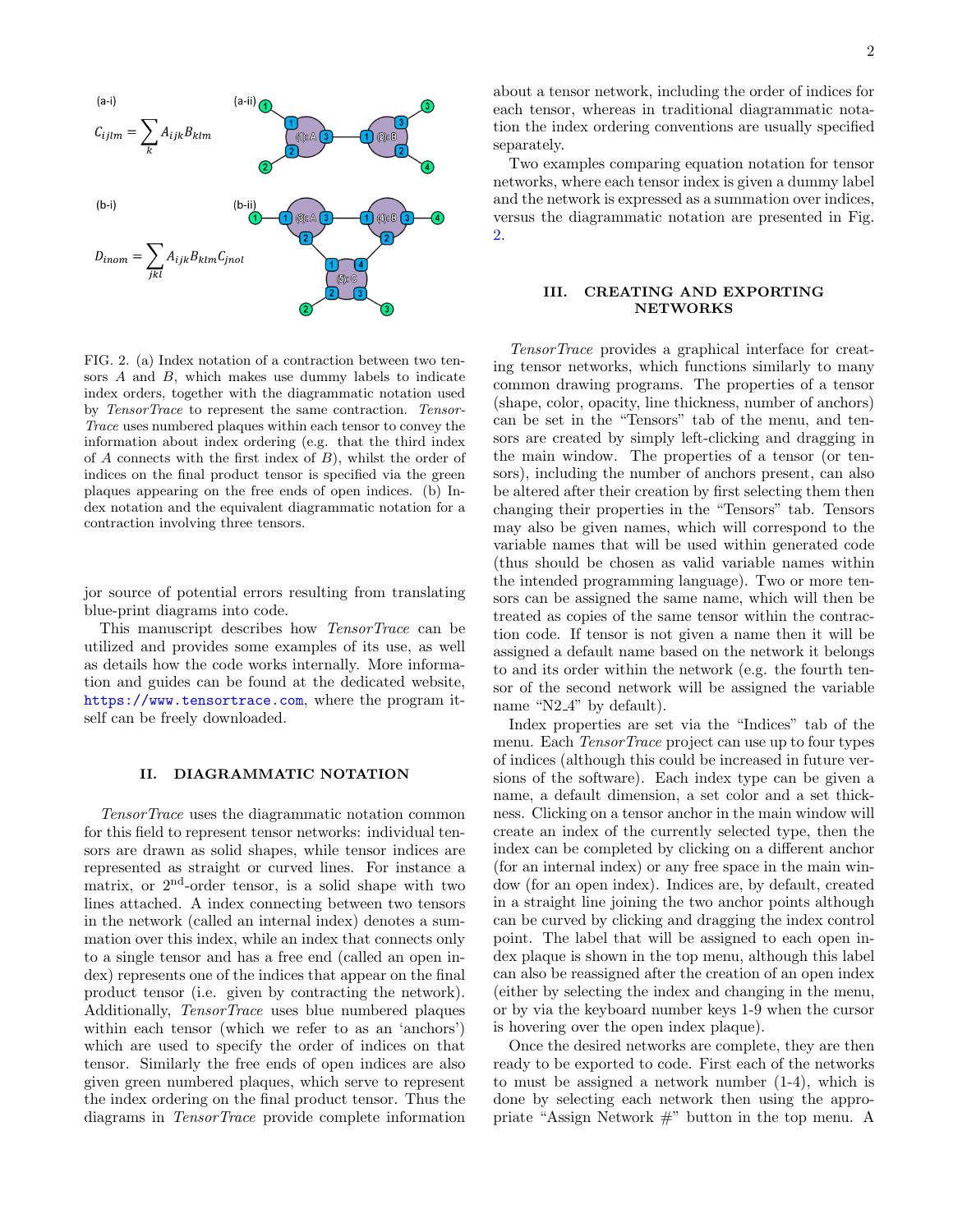(a-i)

$$C_{ijlm} = \sum_k A_{ijk} B_{klm}$$

(b-i)

$$D_{inom} = \sum_{jkl} A_{ijk} B_{klm} C_{jnol}$$

FIG. 2. (a) Index notation of a contraction between two tensors $A$ and $B$, which makes use dummy labels to indicate index orders, together with the diagrammatic notation used by *TensorTrace* to represent the same contraction. *TensorTrace* uses numbered plaques within each tensor to convey the information about index ordering (e.g. that the third index of $A$ connects with the first index of $B$), whilst the order of indices on the final product tensor is specified via the green plaques appearing on the free ends of open indices. (b) Index notation and the equivalent diagrammatic notation for a contraction involving three tensors.

jor source of potential errors resulting from translating blue-print diagrams into code.

This manuscript describes how *TensorTrace* can be utilized and provides some examples of its use, as well as details how the code works internally. More information and guides can be found at the dedicated website, https://www.tensortrace.com, where the program itself can be freely downloaded.

## II. DIAGRAMMATIC NOTATION

*TensorTrace* uses the diagrammatic notation common for this field to represent tensor networks: individual tensors are drawn as solid shapes, while tensor indices are represented as straight or curved lines. For instance a matrix, or 2nd-order tensor, is a solid shape with two lines attached. A index connecting between two tensors in the network (called an internal index) denotes a summation over this index, while an index that connects only to a single tensor and has a free end (called an open index) represents one of the indices that appear on the final product tensor (i.e. given by contracting the network). Additionally, *TensorTrace* uses blue numbered plaques within each tensor (which we refer to as an 'anchors') which are used to specify the order of indices on that tensor. Similarly the free ends of open indices are also given green numbered plaques, which serve to represent the index ordering on the final product tensor. Thus the diagrams in *TensorTrace* provide complete information about a tensor network, including the order of indices for each tensor, whereas in traditional diagrammatic notation the index ordering conventions are usually specified separately.

Two examples comparing equation notation for tensor networks, where each tensor index is given a dummy label and the network is expressed as a summation over indices, versus the diagrammatic notation are presented in Fig. 2.

## III. CREATING AND EXPORTING NETWORKS

*TensorTrace* provides a graphical interface for creating tensor networks, which functions similarly to many common drawing programs. The properties of a tensor (shape, color, opacity, line thickness, number of anchors) can be set in the "Tensors" tab of the menu, and tensors are created by simply left-clicking and dragging in the main window. The properties of a tensor (or tensors), including the number of anchors present, can also be altered after their creation by first selecting them then changing their properties in the "Tensors" tab. Tensors may also be given names, which will correspond to the variable names that will be used within generated code (thus should be chosen as valid variable names within the intended programming language). Two or more tensors can be assigned the same name, which will then be treated as copies of the same tensor within the contraction code. If tensor is not given a name then it will be assigned a default name based on the network it belongs to and its order within the network (e.g. the fourth tensor of the second network will be assigned the variable name "N2_4" by default).

Index properties are set via the "Indices" tab of the menu. Each *TensorTrace* project can use up to four types of indices (although this could be increased in future versions of the software). Each index type can be given a name, a default dimension, a set color and a set thickness. Clicking on a tensor anchor in the main window will create an index of the currently selected type, then the index can be completed by clicking on a different anchor (for an internal index) or any free space in the main window (for an open index). Indices are, by default, created in a straight line joining the two anchor points although can be curved by clicking and dragging the index control point. The label that will be assigned to each open index plaque is shown in the top menu, although this label can also be reassigned after the creation of an open index (either by selecting the index and changing in the menu, or by via the keyboard number keys 1-9 when the cursor is hovering over the open index plaque).

Once the desired networks are complete, they are then ready to be exported to code. First each of the networks to must be assigned a network number (1-4), which is done by selecting each network then using the appropriate "Assign Network #" button in the top menu. A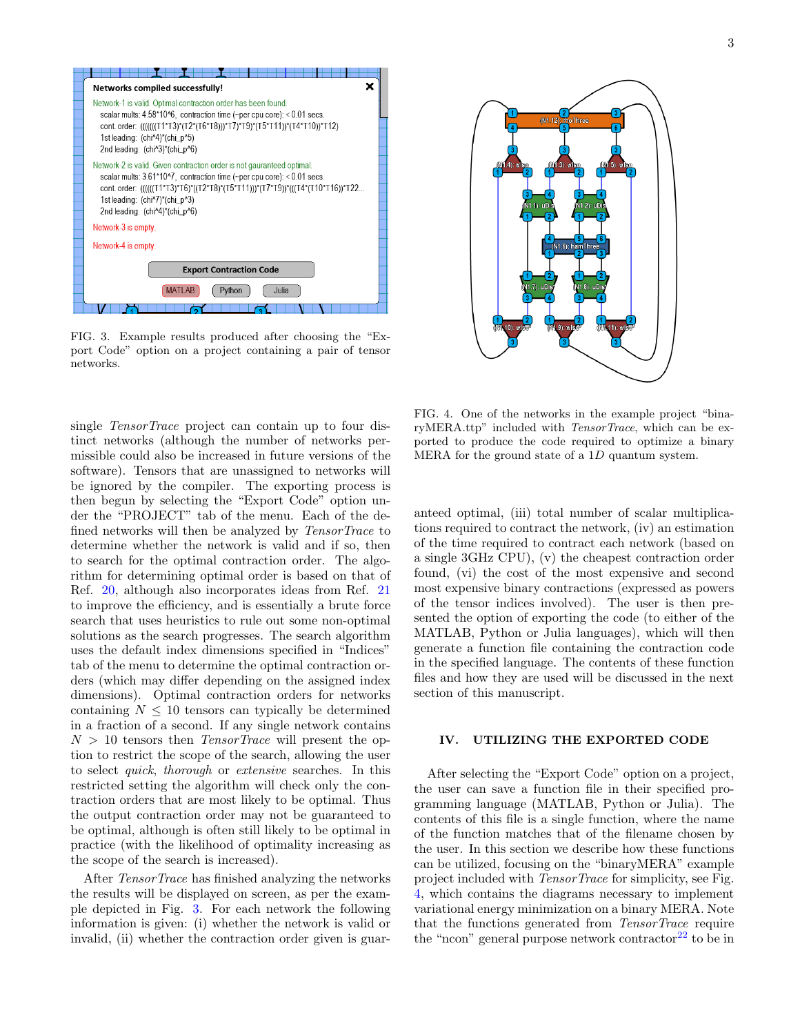FIG. 3. Example results produced after choosing the "Export Code" option on a project containing a pair of tensor networks.

FIG. 4. One of the networks in the example project "binaryMERA.ttp" included with *TensorTrace*, which can be exported to produce the code required to optimize a binary MERA for the ground state of a 1*D* quantum system.

single *TensorTrace* project can contain up to four distinct networks (although the number of networks permissible could also be increased in future versions of the software). Tensors that are unassigned to networks will be ignored by the compiler. The exporting process is then begun by selecting the "Export Code" option under the "PROJECT" tab of the menu. Each of the defined networks will then be analyzed by *TensorTrace* to determine whether the network is valid and if so, then to search for the optimal contraction order. The algorithm for determining optimal order is based on that of Ref. 20, although also incorporates ideas from Ref. 21 to improve the efficiency, and is essentially a brute force search that uses heuristics to rule out some non-optimal solutions as the search progresses. The search algorithm uses the default index dimensions specified in "Indices" tab of the menu to determine the optimal contraction orders (which may differ depending on the assigned index dimensions). Optimal contraction orders for networks containing $N \leq 10$ tensors can typically be determined in a fraction of a second. If any single network contains $N > 10$ tensors then *TensorTrace* will present the option to restrict the scope of the search, allowing the user to select *quick*, *thorough* or *extensive* searches. In this restricted setting the algorithm will check only the contraction orders that are most likely to be optimal. Thus the output contraction order may not be guaranteed to be optimal, although is often still likely to be optimal in practice (with the likelihood of optimality increasing as the scope of the search is increased).

After *TensorTrace* has finished analyzing the networks the results will be displayed on screen, as per the example depicted in Fig. 3. For each network the following information is given: (i) whether the network is valid or invalid, (ii) whether the contraction order given is guaranteed optimal, (iii) total number of scalar multiplications required to contract the network, (iv) an estimation of the time required to contract each network (based on a single 3GHz CPU), (v) the cheapest contraction order found, (vi) the cost of the most expensive and second most expensive binary contractions (expressed as powers of the tensor indices involved). The user is then presented the option of exporting the code (to either of the MATLAB, Python or Julia languages), which will then generate a function file containing the contraction code in the specified language. The contents of these function files and how they are used will be discussed in the next section of this manuscript.

## IV. UTILIZING THE EXPORTED CODE

After selecting the "Export Code" option on a project, the user can save a function file in their specified programming language (MATLAB, Python or Julia). The contents of this file is a single function, where the name of the function matches that of the filename chosen by the user. In this section we describe how these functions can be utilized, focusing on the "binaryMERA" example project included with *TensorTrace* for simplicity, see Fig. 4, which contains the diagrams necessary to implement variational energy minimization on a binary MERA. Note that the functions generated from *TensorTrace* require the "ncon" general purpose network contractor[22] to be in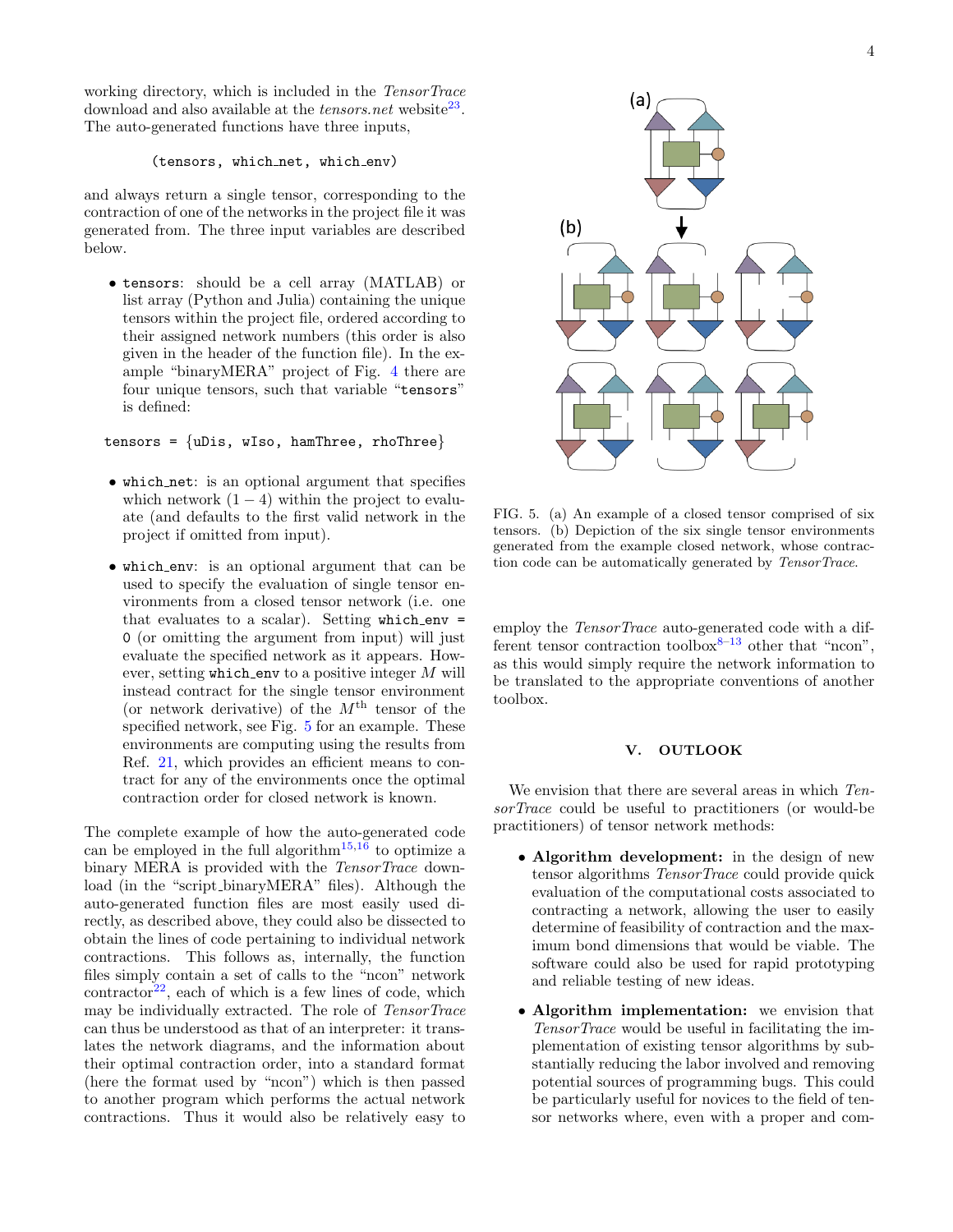working directory, which is included in the *TensorTrace* download and also available at the *tensors.net* website[23]. The auto-generated functions have three inputs,

```
(tensors, which_net, which_env)
```

and always return a single tensor, corresponding to the contraction of one of the networks in the project file it was generated from. The three input variables are described below.

- `tensors`: should be a cell array (MATLAB) or list array (Python and Julia) containing the unique tensors within the project file, ordered according to their assigned network numbers (this order is also given in the header of the function file). In the example "binaryMERA" project of Fig. 4 there are four unique tensors, such that variable "`tensors`" is defined:

```
tensors = {uDis, wIso, hamThree, rhoThree}
```

- `which_net`: is an optional argument that specifies which network $(1-4)$ within the project to evaluate (and defaults to the first valid network in the project if omitted from input).

- `which_env`: is an optional argument that can be used to specify the evaluation of single tensor environments from a closed tensor network (i.e. one that evaluates to a scalar). Setting `which_env = 0` (or omitting the argument from input) will just evaluate the specified network as it appears. However, setting `which_env` to a positive integer $M$ will instead contract for the single tensor environment (or network derivative) of the $M^{\text{th}}$ tensor of the specified network, see Fig. 5 for an example. These environments are computing using the results from Ref. 21, which provides an efficient means to contract for any of the environments once the optimal contraction order for closed network is known.

The complete example of how the auto-generated code can be employed in the full algorithm[15,16] to optimize a binary MERA is provided with the *TensorTrace* download (in the "script_binaryMERA" files). Although the auto-generated function files are most easily used directly, as described above, they could also be dissected to obtain the lines of code pertaining to individual network contractions. This follows as, internally, the function files simply contain a set of calls to the "ncon" network contractor[22], each of which is a few lines of code, which may be individually extracted. The role of *TensorTrace* can thus be understood as that of an interpreter: it translates the network diagrams, and the information about their optimal contraction order, into a standard format (here the format used by "ncon") which is then passed to another program which performs the actual network contractions. Thus it would also be relatively easy to employ the *TensorTrace* auto-generated code with a different tensor contraction toolbox[8–13] other that "ncon", as this would simply require the network information to be translated to the appropriate conventions of another toolbox.

FIG. 5. (a) An example of a closed tensor comprised of six tensors. (b) Depiction of the six single tensor environments generated from the example closed network, whose contraction code can be automatically generated by *TensorTrace*.

## V. OUTLOOK

We envision that there are several areas in which *TensorTrace* could be useful to practitioners (or would-be practitioners) of tensor network methods:

- **Algorithm development:** in the design of new tensor algorithms *TensorTrace* could provide quick evaluation of the computational costs associated to contracting a network, allowing the user to easily determine of feasibility of contraction and the maximum bond dimensions that would be viable. The software could also be used for rapid prototyping and reliable testing of new ideas.

- **Algorithm implementation:** we envision that *TensorTrace* would be useful in facilitating the implementation of existing tensor algorithms by substantially reducing the labor involved and removing potential sources of programming bugs. This could be particularly useful for novices to the field of tensor networks where, even with a proper and com-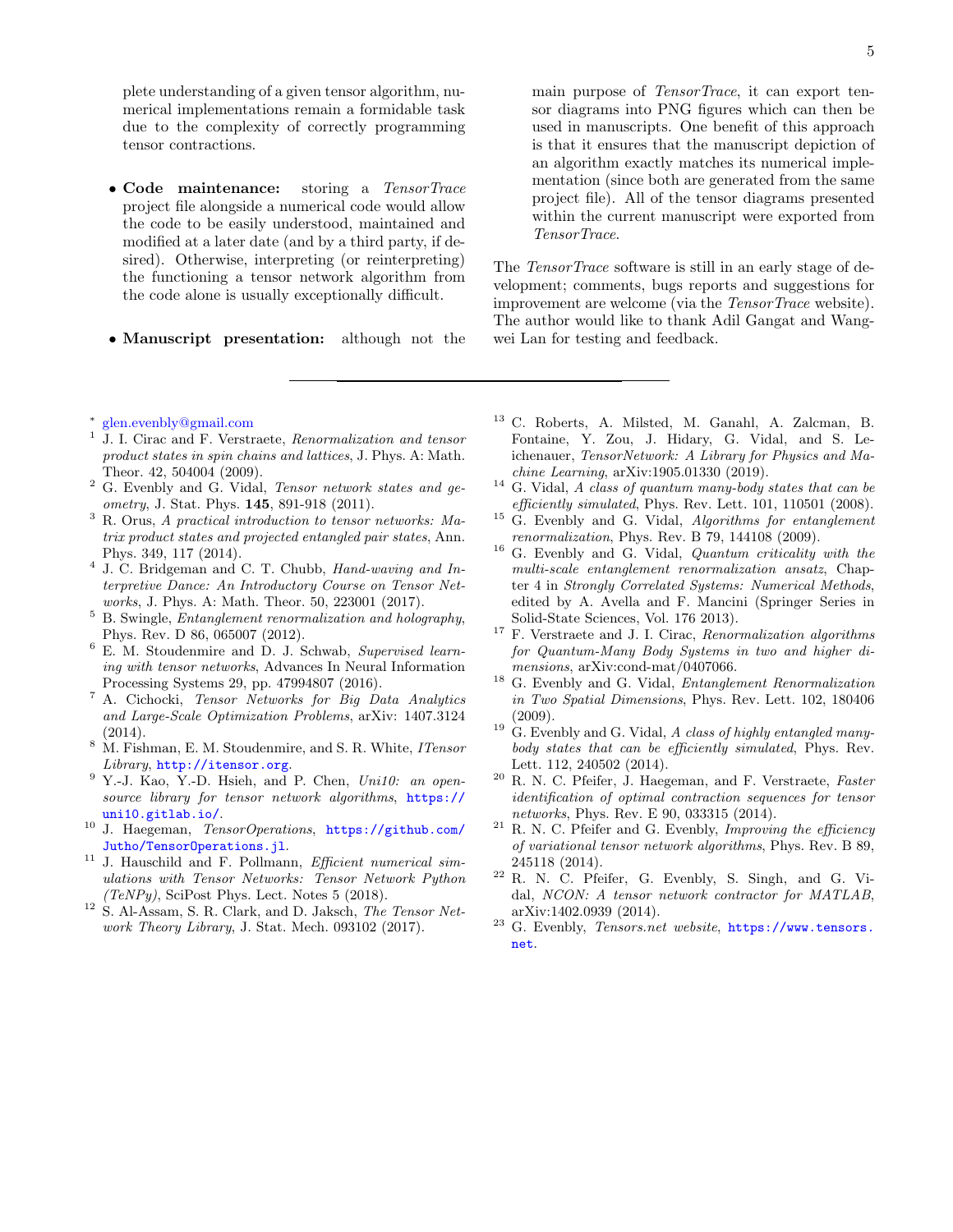plete understanding of a given tensor algorithm, numerical implementations remain a formidable task due to the complexity of correctly programming tensor contractions.

- **Code maintenance:** storing a *TensorTrace* project file alongside a numerical code would allow the code to be easily understood, maintained and modified at a later date (and by a third party, if desired). Otherwise, interpreting (or reinterpreting) the functioning a tensor network algorithm from the code alone is usually exceptionally difficult.

- **Manuscript presentation:** although not the main purpose of *TensorTrace*, it can export tensor diagrams into PNG figures which can then be used in manuscripts. One benefit of this approach is that it ensures that the manuscript depiction of an algorithm exactly matches its numerical implementation (since both are generated from the same project file). All of the tensor diagrams presented within the current manuscript were exported from *TensorTrace*.

The *TensorTrace* software is still in an early stage of development; comments, bugs reports and suggestions for improvement are welcome (via the *TensorTrace* website). The author would like to thank Adil Gangat and Wangwei Lan for testing and feedback.

---

[*] glen.evenbly@gmail.com

[1] J. I. Cirac and F. Verstraete, *Renormalization and tensor product states in spin chains and lattices*, J. Phys. A: Math. Theor. 42, 504004 (2009).

[2] G. Evenbly and G. Vidal, *Tensor network states and geometry*, J. Stat. Phys. **145**, 891-918 (2011).

[3] R. Orus, *A practical introduction to tensor networks: Matrix product states and projected entangled pair states*, Ann. Phys. 349, 117 (2014).

[4] J. C. Bridgeman and C. T. Chubb, *Hand-waving and Interpretive Dance: An Introductory Course on Tensor Networks*, J. Phys. A: Math. Theor. 50, 223001 (2017).

[5] B. Swingle, *Entanglement renormalization and holography*, Phys. Rev. D 86, 065007 (2012).

[6] E. M. Stoudenmire and D. J. Schwab, *Supervised learning with tensor networks*, Advances In Neural Information Processing Systems 29, pp. 47994807 (2016).

[7] A. Cichocki, *Tensor Networks for Big Data Analytics and Large-Scale Optimization Problems*, arXiv: 1407.3124 (2014).

[8] M. Fishman, E. M. Stoudenmire, and S. R. White, *ITensor Library*, http://itensor.org.

[9] Y.-J. Kao, Y.-D. Hsieh, and P. Chen, *Uni10: an open-source library for tensor network algorithms*, https://uni10.gitlab.io/.

[10] J. Haegeman, *TensorOperations*, https://github.com/Jutho/TensorOperations.jl.

[11] J. Hauschild and F. Pollmann, *Efficient numerical simulations with Tensor Networks: Tensor Network Python (TeNPy)*, SciPost Phys. Lect. Notes 5 (2018).

[12] S. Al-Assam, S. R. Clark, and D. Jaksch, *The Tensor Network Theory Library*, J. Stat. Mech. 093102 (2017).

[13] C. Roberts, A. Milsted, M. Ganahl, A. Zalcman, B. Fontaine, Y. Zou, J. Hidary, G. Vidal, and S. Leichenauer, *TensorNetwork: A Library for Physics and Machine Learning*, arXiv:1905.01330 (2019).

[14] G. Vidal, *A class of quantum many-body states that can be efficiently simulated*, Phys. Rev. Lett. 101, 110501 (2008).

[15] G. Evenbly and G. Vidal, *Algorithms for entanglement renormalization*, Phys. Rev. B 79, 144108 (2009).

[16] G. Evenbly and G. Vidal, *Quantum criticality with the multi-scale entanglement renormalization ansatz*, Chapter 4 in *Strongly Correlated Systems: Numerical Methods*, edited by A. Avella and F. Mancini (Springer Series in Solid-State Sciences, Vol. 176 2013).

[17] F. Verstraete and J. I. Cirac, *Renormalization algorithms for Quantum-Many Body Systems in two and higher dimensions*, arXiv:cond-mat/0407066.

[18] G. Evenbly and G. Vidal, *Entanglement Renormalization in Two Spatial Dimensions*, Phys. Rev. Lett. 102, 180406 (2009).

[19] G. Evenbly and G. Vidal, *A class of highly entangled many-body states that can be efficiently simulated*, Phys. Rev. Lett. 112, 240502 (2014).

[20] R. N. C. Pfeifer, J. Haegeman, and F. Verstraete, *Faster identification of optimal contraction sequences for tensor networks*, Phys. Rev. E 90, 033315 (2014).

[21] R. N. C. Pfeifer and G. Evenbly, *Improving the efficiency of variational tensor network algorithms*, Phys. Rev. B 89, 245118 (2014).

[22] R. N. C. Pfeifer, G. Evenbly, S. Singh, and G. Vidal, *NCON: A tensor network contractor for MATLAB*, arXiv:1402.0939 (2014).

[23] G. Evenbly, *Tensors.net website*, https://www.tensors.net.